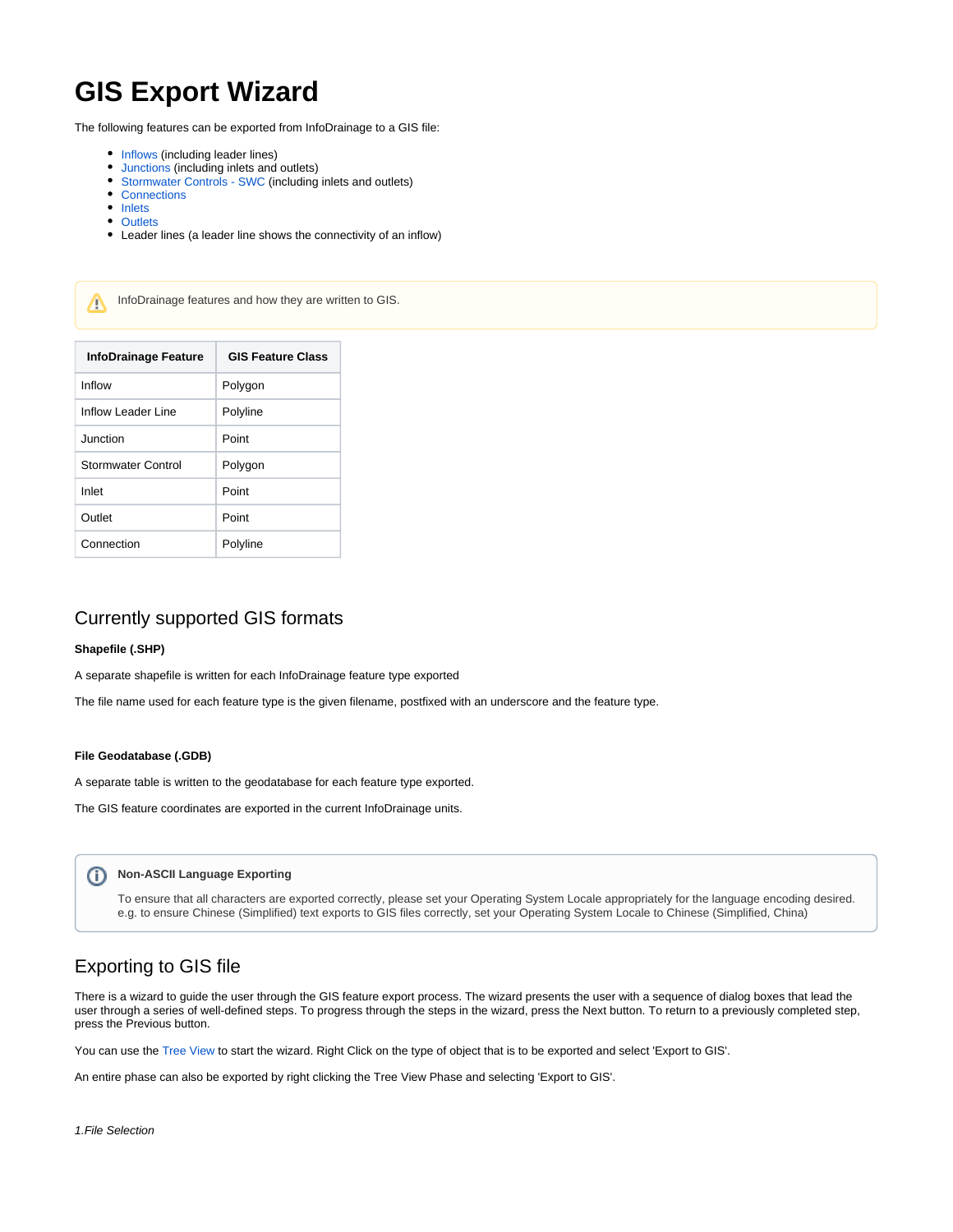# GIS Export Wizard

The following features can be exported from InfoDrainage to a GIS file:

- Inflows (including leader lines)
- Junctions (including inlets and outlets)
- Stormwater Controls - SWC (including inlets and outlets)
- Connections
- Inlets
- Outlets
- Leader lines (a leader line shows the connectivity of an inflow)

InfoDrainage features and how they are written to GIS.

| InfoDrainage Feature | GIS Feature Class |
| --- | --- |
| Inflow | Polygon |
| Inflow Leader Line | Polyline |
| Junction | Point |
| Stormwater Control | Polygon |
| Inlet | Point |
| Outlet | Point |
| Connection | Polyline |

## Currently supported GIS formats

**Shapefile (.SHP)**

A separate shapefile is written for each InfoDrainage feature type exported

The file name used for each feature type is the given filename, postfixed with an underscore and the feature type.

**File Geodatabase (.GDB)**

A separate table is written to the geodatabase for each feature type exported.

The GIS feature coordinates are exported in the current InfoDrainage units.

**Non-ASCII Language Exporting**

To ensure that all characters are exported correctly, please set your Operating System Locale appropriately for the language encoding desired. e.g. to ensure Chinese (Simplified) text exports to GIS files correctly, set your Operating System Locale to Chinese (Simplified, China)

## Exporting to GIS file

There is a wizard to guide the user through the GIS feature export process. The wizard presents the user with a sequence of dialog boxes that lead the user through a series of well-defined steps. To progress through the steps in the wizard, press the Next button. To return to a previously completed step, press the Previous button.

You can use the Tree View to start the wizard. Right Click on the type of object that is to be exported and select 'Export to GIS'.

An entire phase can also be exported by right clicking the Tree View Phase and selecting 'Export to GIS'.

*1.File Selection*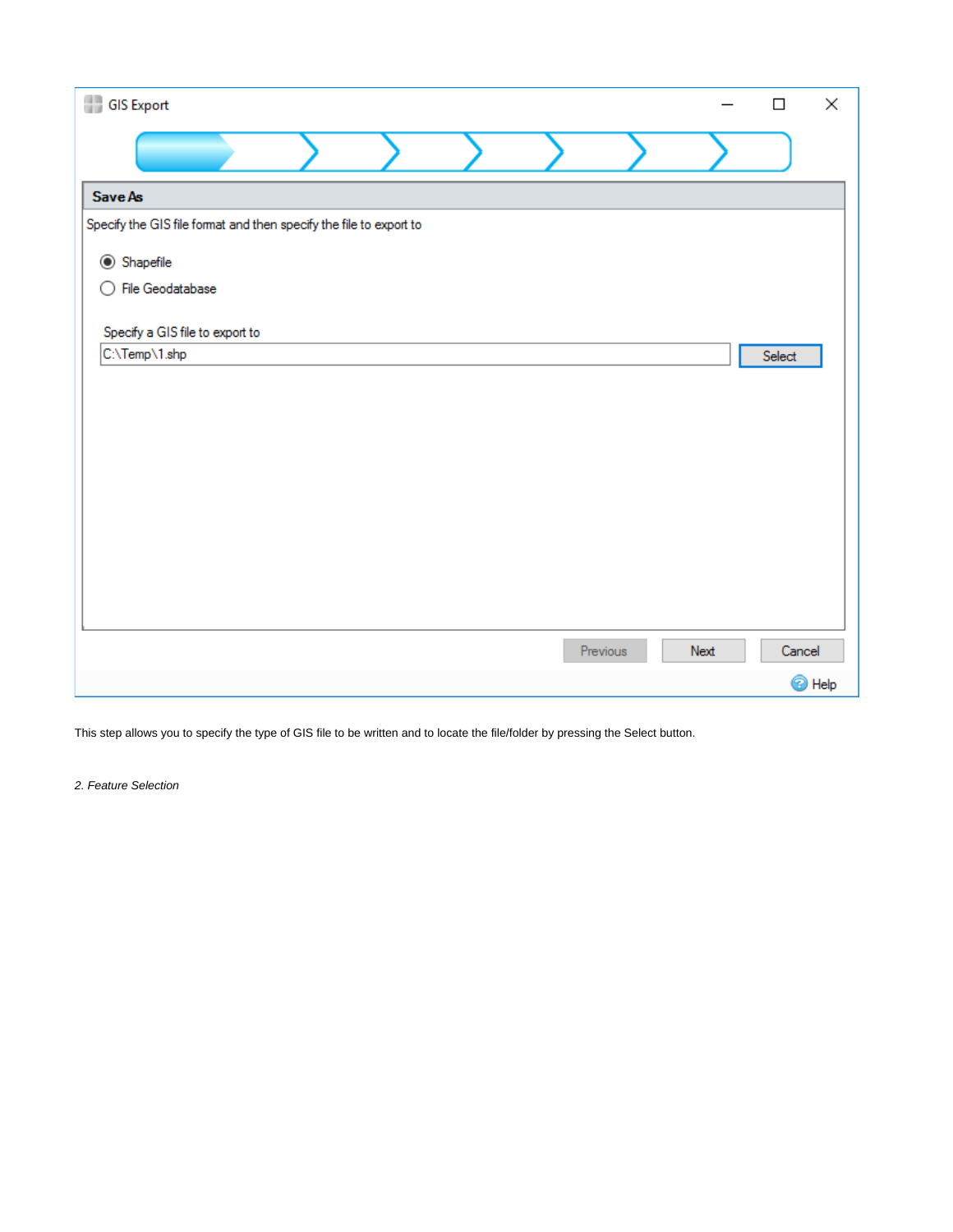This step allows you to specify the type of GIS file to be written and to locate the file/folder by pressing the Select button.

*2. Feature Selection*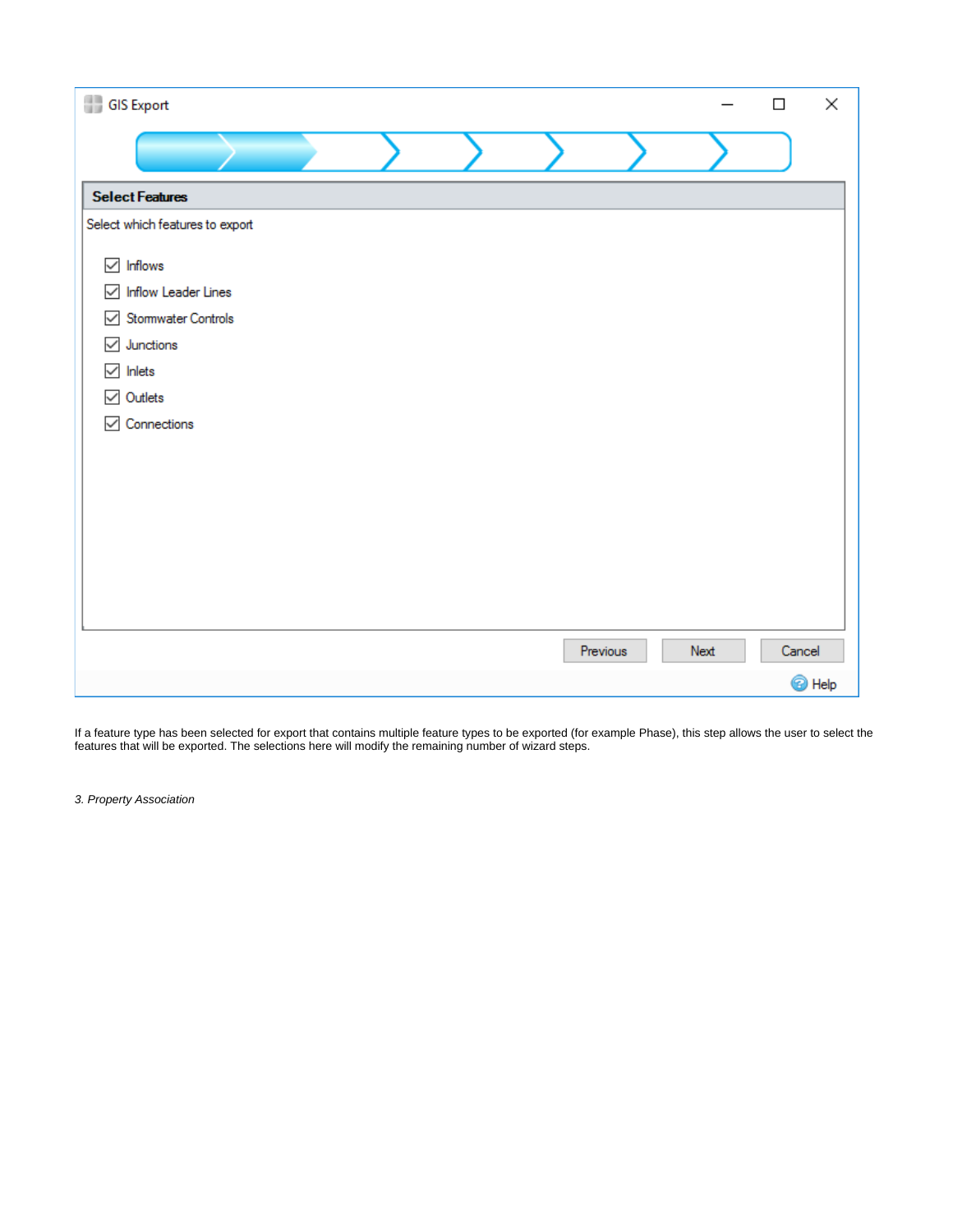GIS Export

Select Features

Select which features to export

- ☑ Inflows
- ☑ Inflow Leader Lines
- ☑ Stormwater Controls
- ☑ Junctions
- ☑ Inlets
- ☑ Outlets
- ☑ Connections

Previous Next Cancel

Help

If a feature type has been selected for export that contains multiple feature types to be exported (for example Phase), this step allows the user to select the features that will be exported. The selections here will modify the remaining number of wizard steps.

*3. Property Association*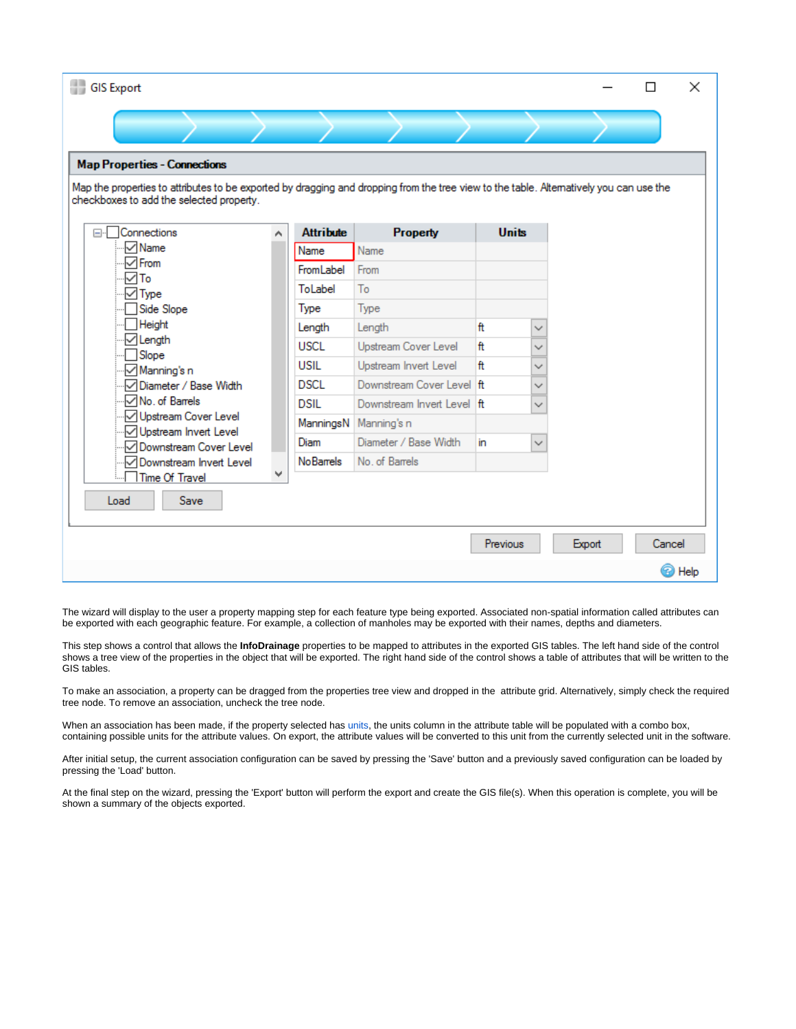GIS Export

**Map Properties - Connections**

Map the properties to attributes to be exported by dragging and dropping from the tree view to the table. Alternatively you can use the checkboxes to add the selected property.

- [ ] Connections
  - [x] Name
  - [x] From
  - [x] To
  - [x] Type
  - [ ] Side Slope
  - [ ] Height
  - [x] Length
  - [ ] Slope
  - [x] Manning's n
  - [x] Diameter / Base Width
  - [x] No. of Barrels
  - [x] Upstream Cover Level
  - [x] Upstream Invert Level
  - [x] Downstream Cover Level
  - [x] Downstream Invert Level
  - [ ] Time Of Travel

| Attribute | Property | Units |
|---|---|---|
| Name | Name | |
| FromLabel | From | |
| ToLabel | To | |
| Type | Type | |
| Length | Length | ft |
| USCL | Upstream Cover Level | ft |
| USIL | Upstream Invert Level | ft |
| DSCL | Downstream Cover Level | ft |
| DSIL | Downstream Invert Level | ft |
| ManningsN | Manning's n | |
| Diam | Diameter / Base Width | in |
| NoBarrels | No. of Barrels | |

Load | Save

Previous | Export | Cancel

Help

The wizard will display to the user a property mapping step for each feature type being exported. Associated non-spatial information called attributes can be exported with each geographic feature. For example, a collection of manholes may be exported with their names, depths and diameters.

This step shows a control that allows the **InfoDrainage** properties to be mapped to attributes in the exported GIS tables. The left hand side of the control shows a tree view of the properties in the object that will be exported. The right hand side of the control shows a table of attributes that will be written to the GIS tables.

To make an association, a property can be dragged from the properties tree view and dropped in the attribute grid. Alternatively, simply check the required tree node. To remove an association, uncheck the tree node.

When an association has been made, if the property selected has units, the units column in the attribute table will be populated with a combo box, containing possible units for the attribute values. On export, the attribute values will be converted to this unit from the currently selected unit in the software.

After initial setup, the current association configuration can be saved by pressing the 'Save' button and a previously saved configuration can be loaded by pressing the 'Load' button.

At the final step on the wizard, pressing the 'Export' button will perform the export and create the GIS file(s). When this operation is complete, you will be shown a summary of the objects exported.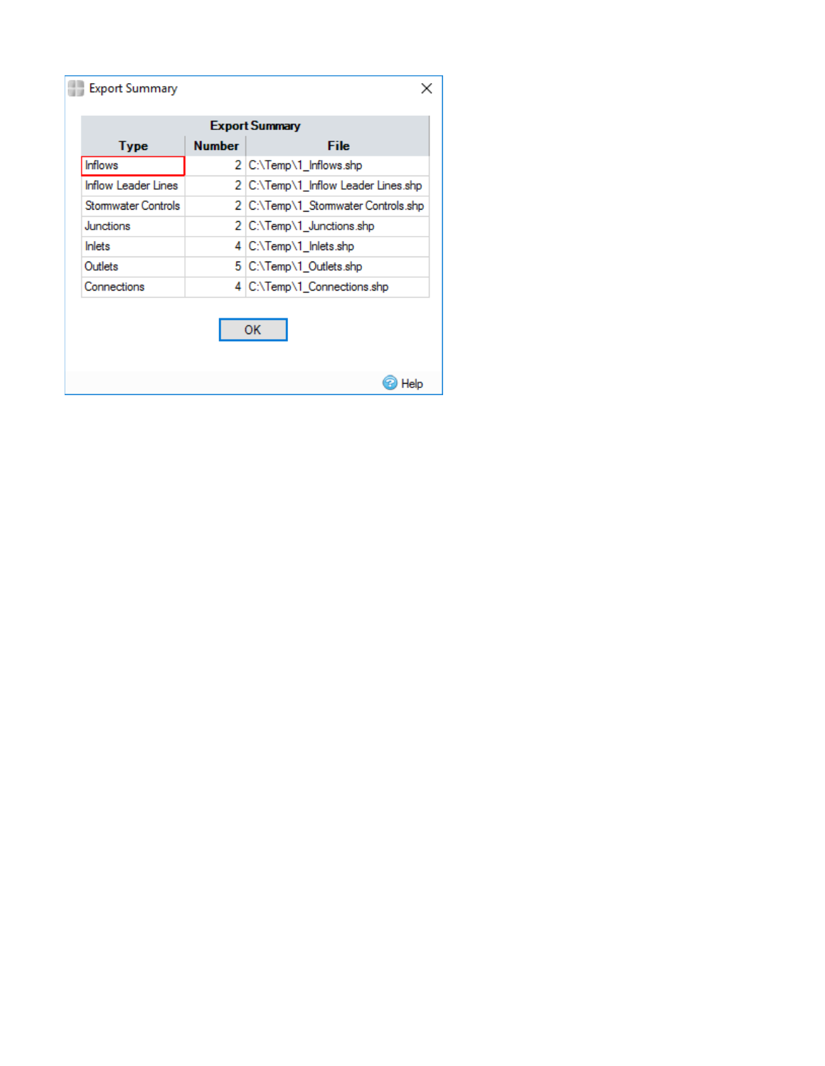Export Summary

| Export Summary | | |
| --- | --- | --- |
| Type | Number | File |
| Inflows | 2 | C:\Temp\1_Inflows.shp |
| Inflow Leader Lines | 2 | C:\Temp\1_Inflow Leader Lines.shp |
| Stormwater Controls | 2 | C:\Temp\1_Stormwater Controls.shp |
| Junctions | 2 | C:\Temp\1_Junctions.shp |
| Inlets | 4 | C:\Temp\1_Inlets.shp |
| Outlets | 5 | C:\Temp\1_Outlets.shp |
| Connections | 4 | C:\Temp\1_Connections.shp |

OK

Help